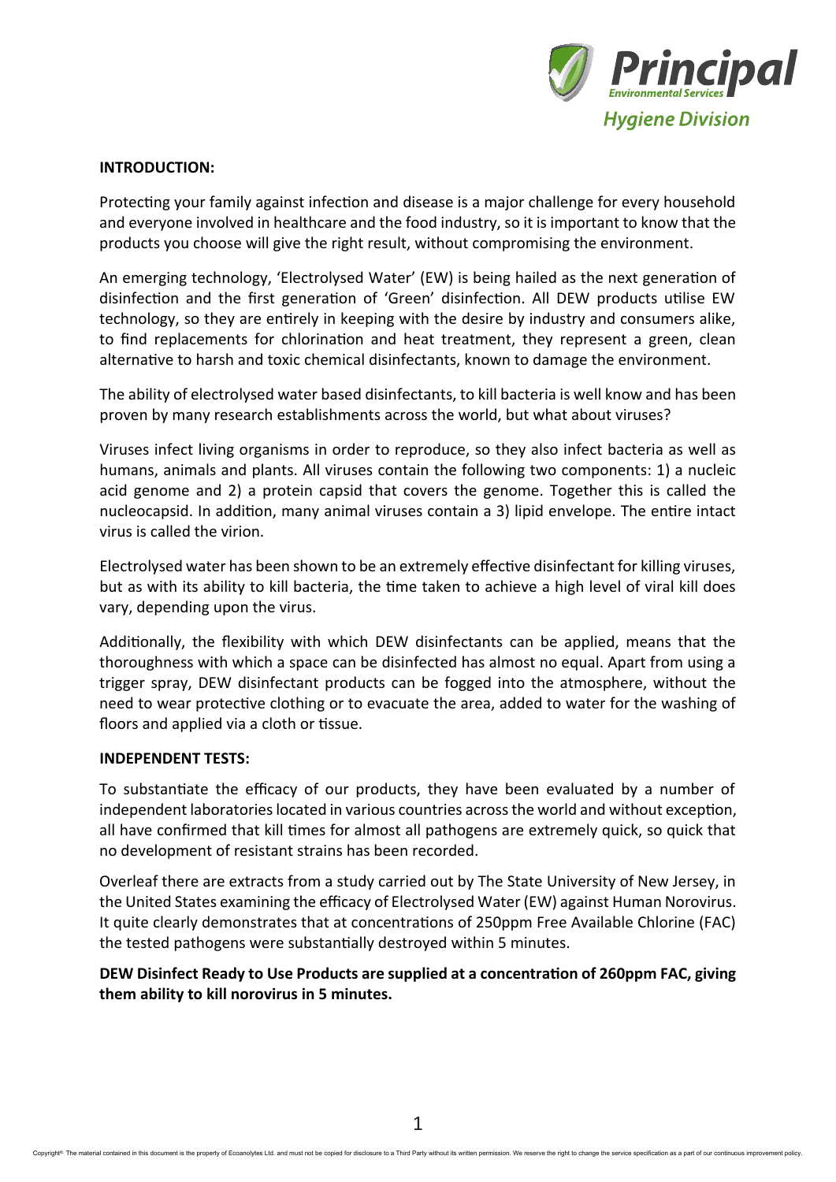Principal
Environmental Services
Hygiene Division

## INTRODUCTION:

Protecting your family against infection and disease is a major challenge for every household and everyone involved in healthcare and the food industry, so it is important to know that the products you choose will give the right result, without compromising the environment.

An emerging technology, 'Electrolysed Water' (EW) is being hailed as the next generation of disinfection and the first generation of 'Green' disinfection. All DEW products utilise EW technology, so they are entirely in keeping with the desire by industry and consumers alike, to find replacements for chlorination and heat treatment, they represent a green, clean alternative to harsh and toxic chemical disinfectants, known to damage the environment.

The ability of electrolysed water based disinfectants, to kill bacteria is well know and has been proven by many research establishments across the world, but what about viruses?

Viruses infect living organisms in order to reproduce, so they also infect bacteria as well as humans, animals and plants. All viruses contain the following two components: 1) a nucleic acid genome and 2) a protein capsid that covers the genome. Together this is called the nucleocapsid. In addition, many animal viruses contain a 3) lipid envelope. The entire intact virus is called the virion.

Electrolysed water has been shown to be an extremely effective disinfectant for killing viruses, but as with its ability to kill bacteria, the time taken to achieve a high level of viral kill does vary, depending upon the virus.

Additionally, the flexibility with which DEW disinfectants can be applied, means that the thoroughness with which a space can be disinfected has almost no equal. Apart from using a trigger spray, DEW disinfectant products can be fogged into the atmosphere, without the need to wear protective clothing or to evacuate the area, added to water for the washing of floors and applied via a cloth or tissue.

## INDEPENDENT TESTS:

To substantiate the efficacy of our products, they have been evaluated by a number of independent laboratories located in various countries across the world and without exception, all have confirmed that kill times for almost all pathogens are extremely quick, so quick that no development of resistant strains has been recorded.

Overleaf there are extracts from a study carried out by The State University of New Jersey, in the United States examining the efficacy of Electrolysed Water (EW) against Human Norovirus. It quite clearly demonstrates that at concentrations of 250ppm Free Available Chlorine (FAC) the tested pathogens were substantially destroyed within 5 minutes.

**DEW Disinfect Ready to Use Products are supplied at a concentration of 260ppm FAC, giving them ability to kill norovirus in 5 minutes.**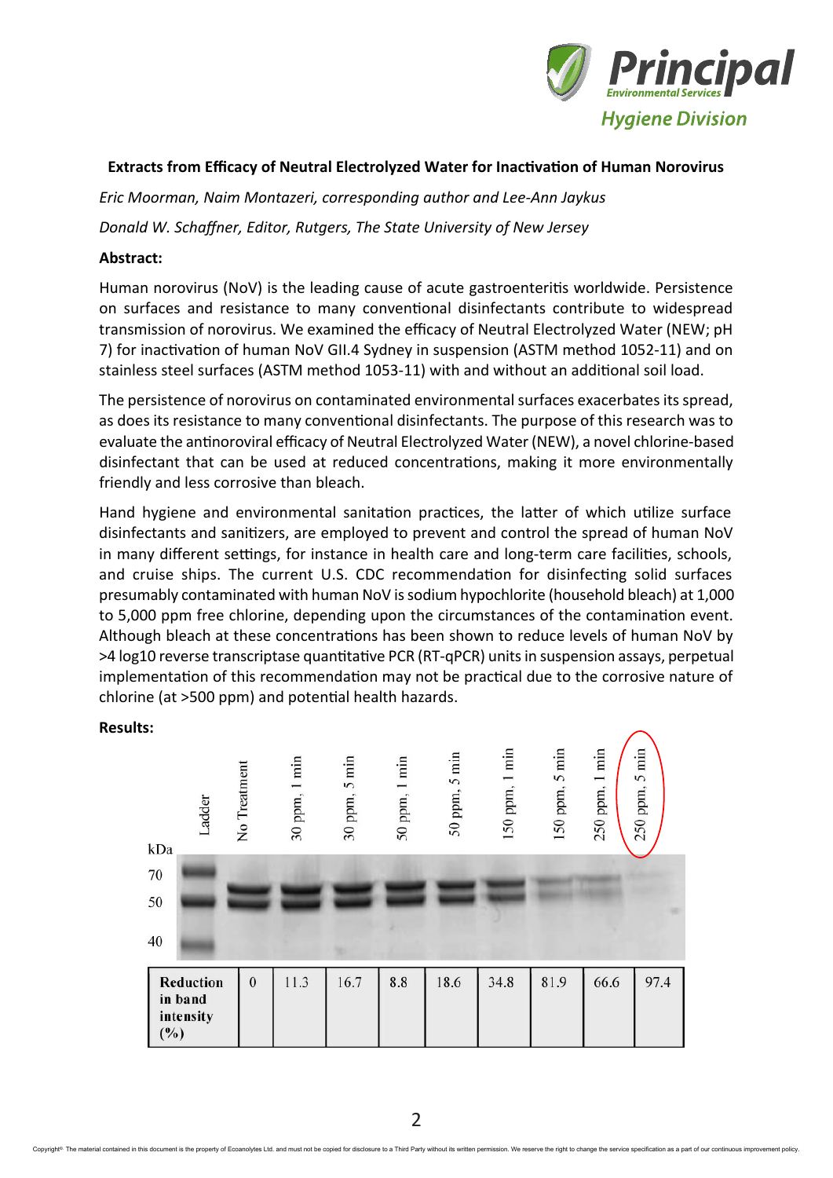**Extracts from Efficacy of Neutral Electrolyzed Water for Inactivation of Human Norovirus**

*Eric Moorman, Naim Montazeri, corresponding author and Lee-Ann Jaykus*

*Donald W. Schaffner, Editor, Rutgers, The State University of New Jersey*

**Abstract:**

Human norovirus (NoV) is the leading cause of acute gastroenteritis worldwide. Persistence on surfaces and resistance to many conventional disinfectants contribute to widespread transmission of norovirus. We examined the efficacy of Neutral Electrolyzed Water (NEW; pH 7) for inactivation of human NoV GII.4 Sydney in suspension (ASTM method 1052-11) and on stainless steel surfaces (ASTM method 1053-11) with and without an additional soil load.

The persistence of norovirus on contaminated environmental surfaces exacerbates its spread, as does its resistance to many conventional disinfectants. The purpose of this research was to evaluate the antinoroviral efficacy of Neutral Electrolyzed Water (NEW), a novel chlorine-based disinfectant that can be used at reduced concentrations, making it more environmentally friendly and less corrosive than bleach.

Hand hygiene and environmental sanitation practices, the latter of which utilize surface disinfectants and sanitizers, are employed to prevent and control the spread of human NoV in many different settings, for instance in health care and long-term care facilities, schools, and cruise ships. The current U.S. CDC recommendation for disinfecting solid surfaces presumably contaminated with human NoV is sodium hypochlorite (household bleach) at 1,000 to 5,000 ppm free chlorine, depending upon the circumstances of the contamination event. Although bleach at these concentrations has been shown to reduce levels of human NoV by >4 log10 reverse transcriptase quantitative PCR (RT-qPCR) units in suspension assays, perpetual implementation of this recommendation may not be practical due to the corrosive nature of chlorine (at >500 ppm) and potential health hazards.

**Results:**

kDa: 70, 50, 40

| | Ladder | No Treatment | 30 ppm, 1 min | 30 ppm, 5 min | 50 ppm, 1 min | 50 ppm, 5 min | 150 ppm, 1 min | 150 ppm, 5 min | 250 ppm, 1 min | 250 ppm, 5 min |
|---|---|---|---|---|---|---|---|---|---|---|
| **Reduction in band intensity (%)** | | 0 | 11.3 | 16.7 | 8.8 | 18.6 | 34.8 | 81.9 | 66.6 | 97.4 |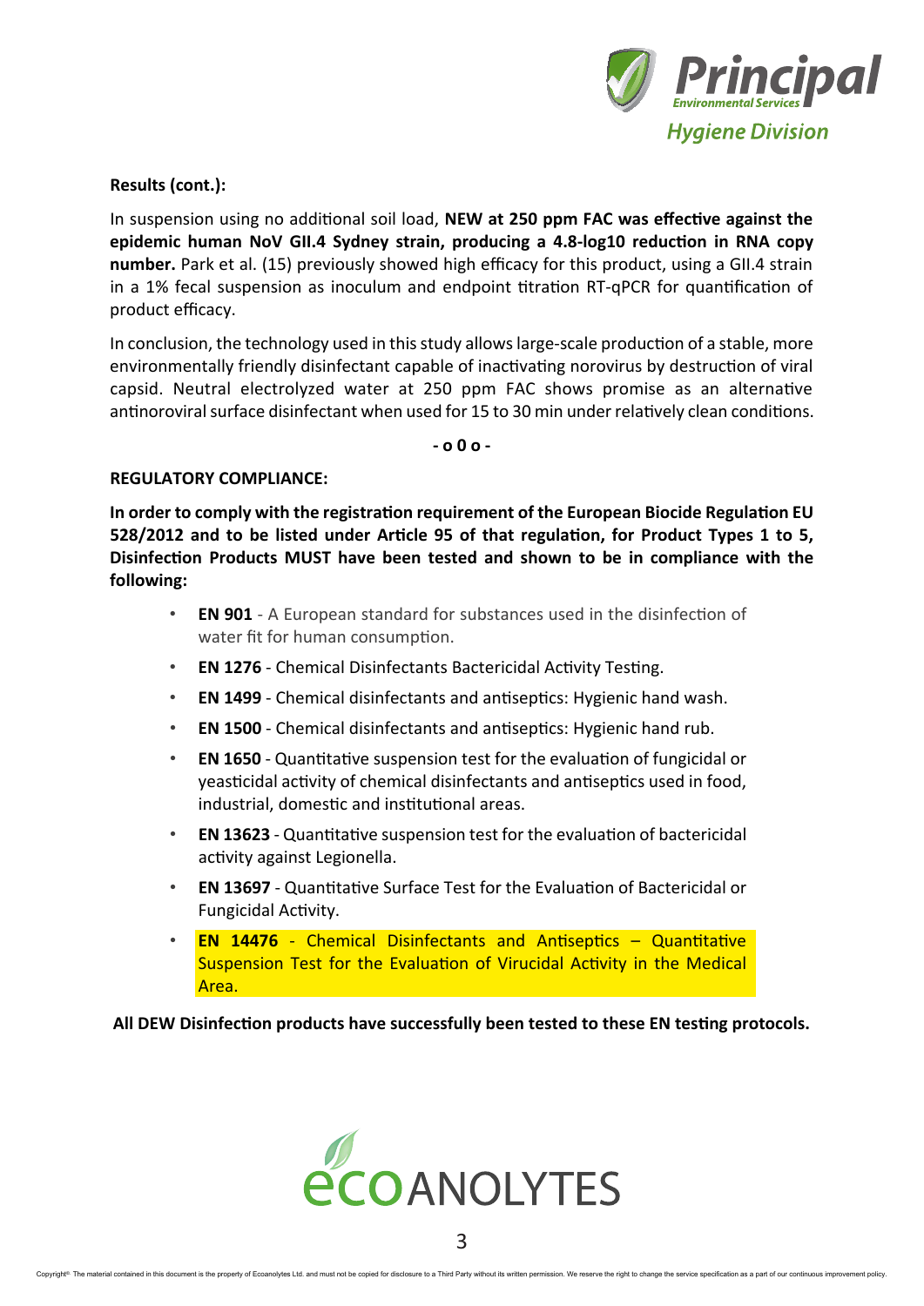**Results (cont.):**

In suspension using no additional soil load, **NEW at 250 ppm FAC was effective against the epidemic human NoV GII.4 Sydney strain, producing a 4.8-log10 reduction in RNA copy number.** Park et al. (15) previously showed high efficacy for this product, using a GII.4 strain in a 1% fecal suspension as inoculum and endpoint titration RT-qPCR for quantification of product efficacy.

In conclusion, the technology used in this study allows large-scale production of a stable, more environmentally friendly disinfectant capable of inactivating norovirus by destruction of viral capsid. Neutral electrolyzed water at 250 ppm FAC shows promise as an alternative antinoroviral surface disinfectant when used for 15 to 30 min under relatively clean conditions.

**- o 0 o -**

**REGULATORY COMPLIANCE:**

**In order to comply with the registration requirement of the European Biocide Regulation EU 528/2012 and to be listed under Article 95 of that regulation, for Product Types 1 to 5, Disinfection Products MUST have been tested and shown to be in compliance with the following:**

- **EN 901** - A European standard for substances used in the disinfection of water fit for human consumption.
- **EN 1276** - Chemical Disinfectants Bactericidal Activity Testing.
- **EN 1499** - Chemical disinfectants and antiseptics: Hygienic hand wash.
- **EN 1500** - Chemical disinfectants and antiseptics: Hygienic hand rub.
- **EN 1650** - Quantitative suspension test for the evaluation of fungicidal or yeasticidal activity of chemical disinfectants and antiseptics used in food, industrial, domestic and institutional areas.
- **EN 13623** - Quantitative suspension test for the evaluation of bactericidal activity against Legionella.
- **EN 13697** - Quantitative Surface Test for the Evaluation of Bactericidal or Fungicidal Activity.
- **EN 14476** - Chemical Disinfectants and Antiseptics – Quantitative Suspension Test for the Evaluation of Virucidal Activity in the Medical Area.

**All DEW Disinfection products have successfully been tested to these EN testing protocols.**